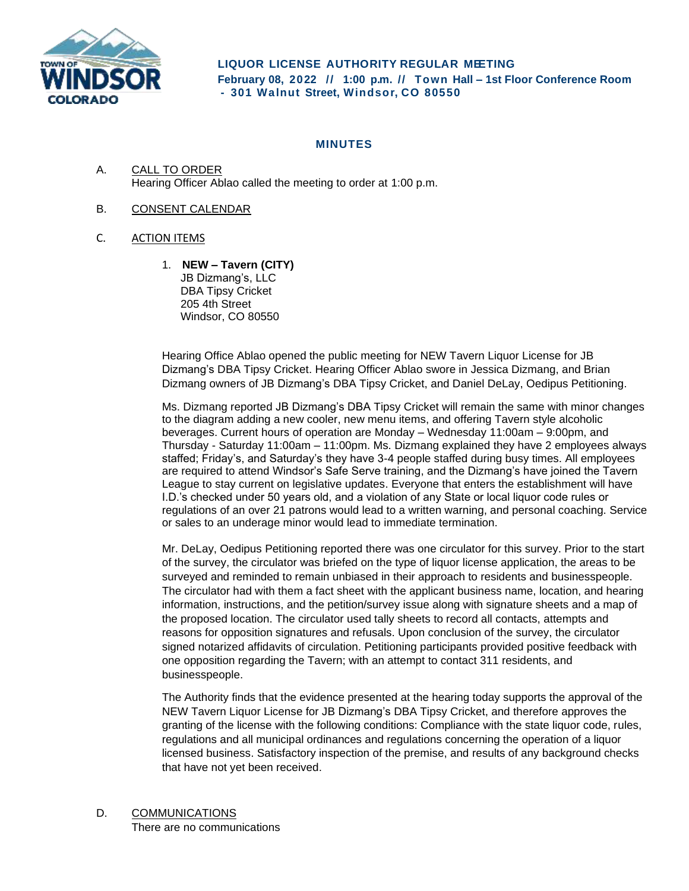**LIQUOR LICENSE AUTHORITY REGULAR MEETING**
**February 08, 2022 // 1:00 p.m. // Town Hall – 1st Floor Conference Room - 301 Walnut Street, Windsor, CO 80550**

## MINUTES

A. CALL TO ORDER
Hearing Officer Ablao called the meeting to order at 1:00 p.m.

B. CONSENT CALENDAR

C. ACTION ITEMS

1. **NEW – Tavern (CITY)**
JB Dizmang's, LLC
DBA Tipsy Cricket
205 4th Street
Windsor, CO 80550

Hearing Office Ablao opened the public meeting for NEW Tavern Liquor License for JB Dizmang's DBA Tipsy Cricket. Hearing Officer Ablao swore in Jessica Dizmang, and Brian Dizmang owners of JB Dizmang's DBA Tipsy Cricket, and Daniel DeLay, Oedipus Petitioning.

Ms. Dizmang reported JB Dizmang's DBA Tipsy Cricket will remain the same with minor changes to the diagram adding a new cooler, new menu items, and offering Tavern style alcoholic beverages. Current hours of operation are Monday – Wednesday 11:00am – 9:00pm, and Thursday - Saturday 11:00am – 11:00pm. Ms. Dizmang explained they have 2 employees always staffed; Friday's, and Saturday's they have 3-4 people staffed during busy times. All employees are required to attend Windsor's Safe Serve training, and the Dizmang's have joined the Tavern League to stay current on legislative updates. Everyone that enters the establishment will have I.D.'s checked under 50 years old, and a violation of any State or local liquor code rules or regulations of an over 21 patrons would lead to a written warning, and personal coaching. Service or sales to an underage minor would lead to immediate termination.

Mr. DeLay, Oedipus Petitioning reported there was one circulator for this survey. Prior to the start of the survey, the circulator was briefed on the type of liquor license application, the areas to be surveyed and reminded to remain unbiased in their approach to residents and businesspeople. The circulator had with them a fact sheet with the applicant business name, location, and hearing information, instructions, and the petition/survey issue along with signature sheets and a map of the proposed location. The circulator used tally sheets to record all contacts, attempts and reasons for opposition signatures and refusals. Upon conclusion of the survey, the circulator signed notarized affidavits of circulation. Petitioning participants provided positive feedback with one opposition regarding the Tavern; with an attempt to contact 311 residents, and businesspeople.

The Authority finds that the evidence presented at the hearing today supports the approval of the NEW Tavern Liquor License for JB Dizmang's DBA Tipsy Cricket, and therefore approves the granting of the license with the following conditions: Compliance with the state liquor code, rules, regulations and all municipal ordinances and regulations concerning the operation of a liquor licensed business. Satisfactory inspection of the premise, and results of any background checks that have not yet been received.

D. COMMUNICATIONS
There are no communications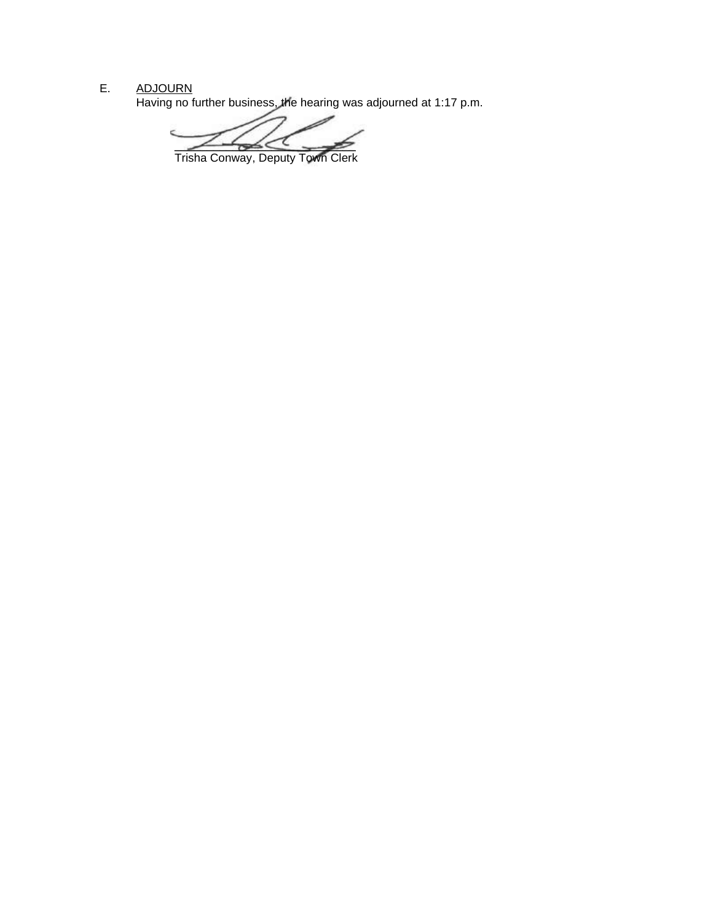E. <u>ADJOURN</u>

Having no further business, the hearing was adjourned at 1:17 p.m.

\_\_\_\_\_\_\_\_\_\_\_\_\_\_\_\_\_\_\_\_\_\_\_\_\_\_

Trisha Conway, Deputy Town Clerk